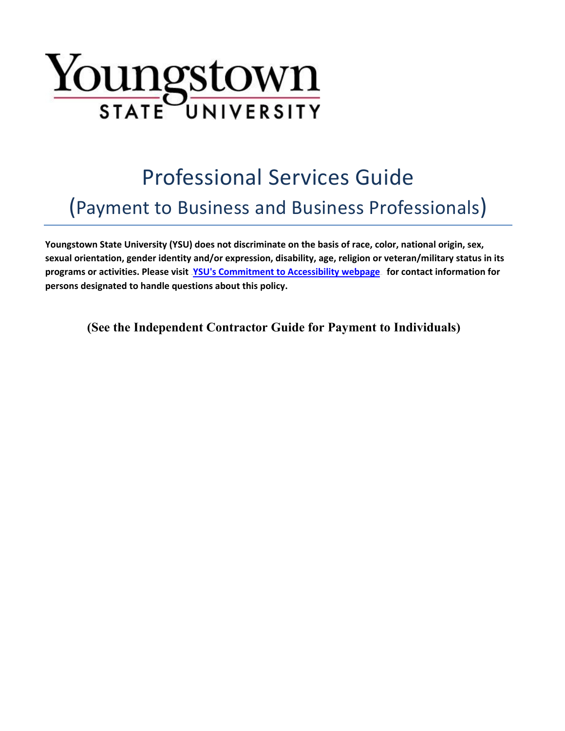Youngstown STATE UNIVERSITY

# Professional Services Guide

## (Payment to Business and Business Professionals)

**Youngstown State University (YSU) does not discriminate on the basis of race, color, national origin, sex, sexual orientation, gender identity and/or expression, disability, age, religion or veteran/military status in its programs or activities. Please visit [YSU's Commitment to Accessibility webpage] for contact information for persons designated to handle questions about this policy.**

**(See the Independent Contractor Guide for Payment to Individuals)**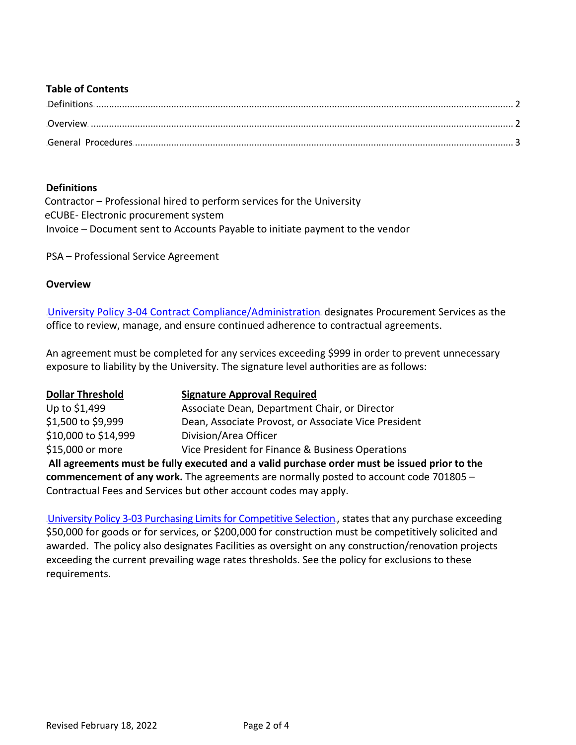## Table of Contents

Definitions ........................................................................................................................................................... 2

Overview ............................................................................................................................................................. 2

General Procedures ............................................................................................................................................ 3

## Definitions

Contractor – Professional hired to perform services for the University
eCUBE- Electronic procurement system
Invoice – Document sent to Accounts Payable to initiate payment to the vendor

PSA – Professional Service Agreement

## Overview

University Policy 3-04 Contract Compliance/Administration designates Procurement Services as the office to review, manage, and ensure continued adherence to contractual agreements.

An agreement must be completed for any services exceeding $999 in order to prevent unnecessary exposure to liability by the University. The signature level authorities are as follows:

| Dollar Threshold | Signature Approval Required |
| --- | --- |
| Up to $1,499 | Associate Dean, Department Chair, or Director |
| $1,500 to $9,999 | Dean, Associate Provost, or Associate Vice President |
| $10,000 to $14,999 | Division/Area Officer |
| $15,000 or more | Vice President for Finance & Business Operations |

**All agreements must be fully executed and a valid purchase order must be issued prior to the commencement of any work.** The agreements are normally posted to account code 701805 – Contractual Fees and Services but other account codes may apply.

University Policy 3-03 Purchasing Limits for Competitive Selection, states that any purchase exceeding $50,000 for goods or for services, or $200,000 for construction must be competitively solicited and awarded. The policy also designates Facilities as oversight on any construction/renovation projects exceeding the current prevailing wage rates thresholds. See the policy for exclusions to these requirements.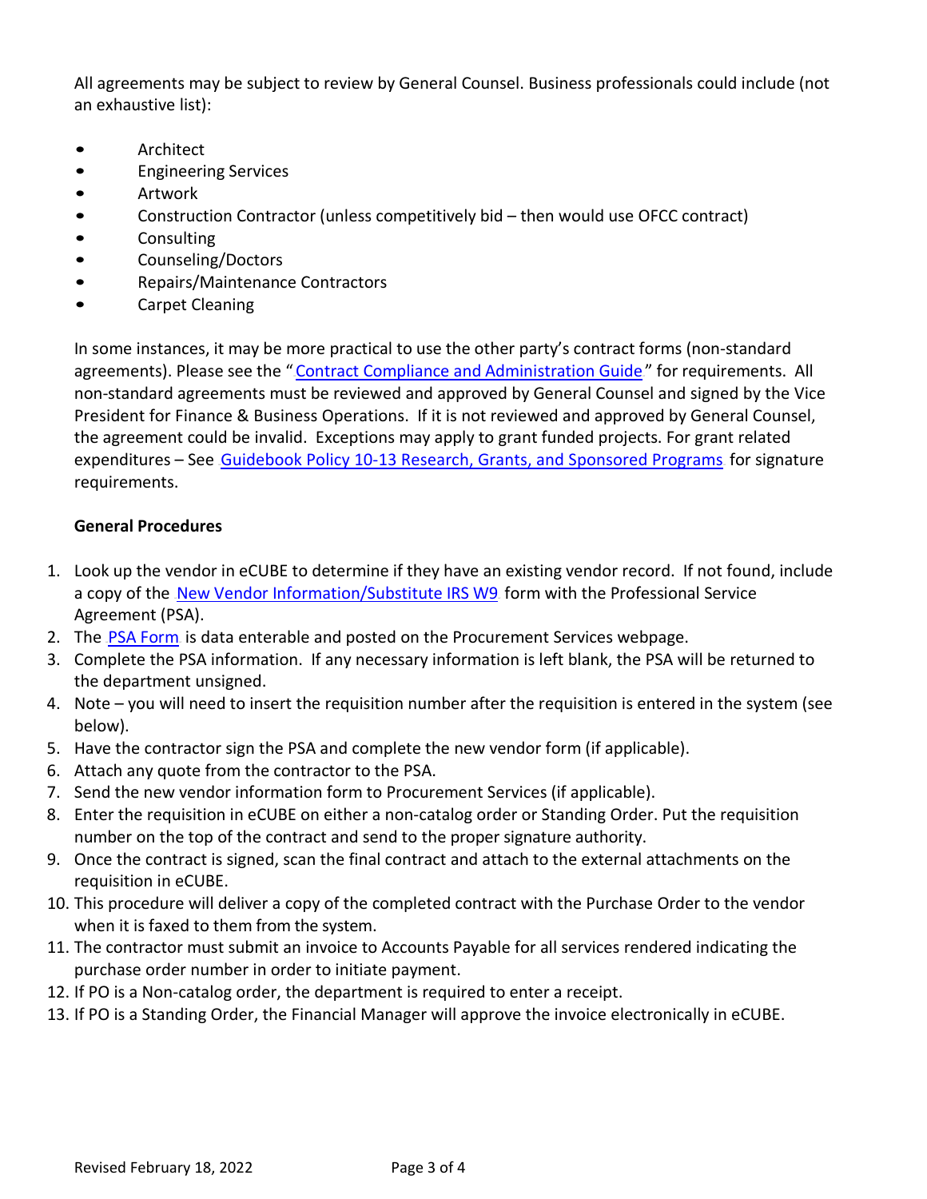All agreements may be subject to review by General Counsel. Business professionals could include (not an exhaustive list):

- Architect
- Engineering Services
- Artwork
- Construction Contractor (unless competitively bid – then would use OFCC contract)
- Consulting
- Counseling/Doctors
- Repairs/Maintenance Contractors
- Carpet Cleaning

In some instances, it may be more practical to use the other party's contract forms (non-standard agreements). Please see the "Contract Compliance and Administration Guide" for requirements. All non-standard agreements must be reviewed and approved by General Counsel and signed by the Vice President for Finance & Business Operations. If it is not reviewed and approved by General Counsel, the agreement could be invalid. Exceptions may apply to grant funded projects. For grant related expenditures – See Guidebook Policy 10-13 Research, Grants, and Sponsored Programs for signature requirements.

**General Procedures**

1. Look up the vendor in eCUBE to determine if they have an existing vendor record. If not found, include a copy of the New Vendor Information/Substitute IRS W9 form with the Professional Service Agreement (PSA).
2. The PSA Form is data enterable and posted on the Procurement Services webpage.
3. Complete the PSA information. If any necessary information is left blank, the PSA will be returned to the department unsigned.
4. Note – you will need to insert the requisition number after the requisition is entered in the system (see below).
5. Have the contractor sign the PSA and complete the new vendor form (if applicable).
6. Attach any quote from the contractor to the PSA.
7. Send the new vendor information form to Procurement Services (if applicable).
8. Enter the requisition in eCUBE on either a non-catalog order or Standing Order. Put the requisition number on the top of the contract and send to the proper signature authority.
9. Once the contract is signed, scan the final contract and attach to the external attachments on the requisition in eCUBE.
10. This procedure will deliver a copy of the completed contract with the Purchase Order to the vendor when it is faxed to them from the system.
11. The contractor must submit an invoice to Accounts Payable for all services rendered indicating the purchase order number in order to initiate payment.
12. If PO is a Non-catalog order, the department is required to enter a receipt.
13. If PO is a Standing Order, the Financial Manager will approve the invoice electronically in eCUBE.

Revised February 18, 2022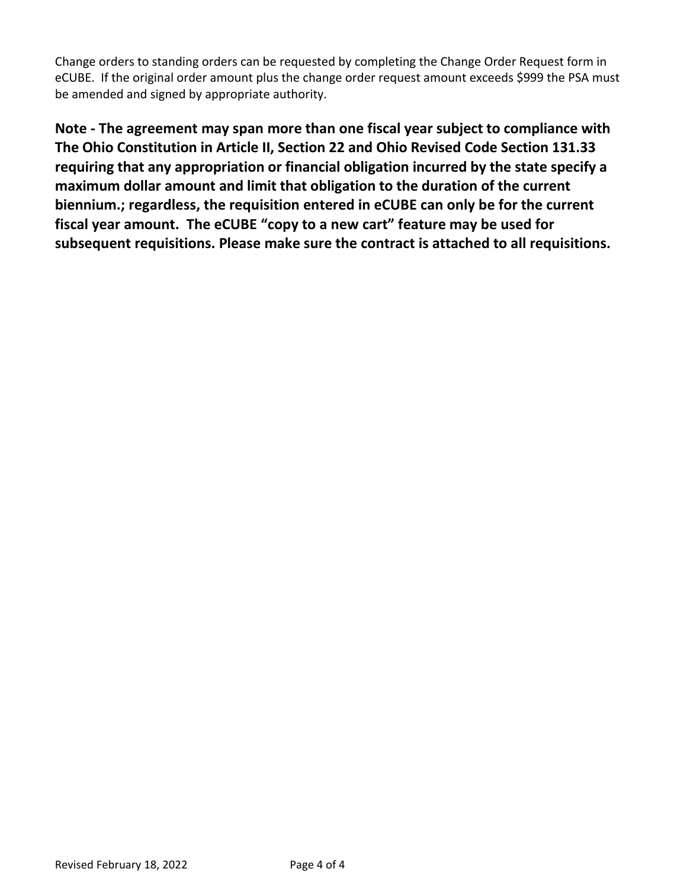Change orders to standing orders can be requested by completing the Change Order Request form in eCUBE. If the original order amount plus the change order request amount exceeds $999 the PSA must be amended and signed by appropriate authority.

**Note - The agreement may span more than one fiscal year subject to compliance with The Ohio Constitution in Article II, Section 22 and Ohio Revised Code Section 131.33 requiring that any appropriation or financial obligation incurred by the state specify a maximum dollar amount and limit that obligation to the duration of the current biennium.; regardless, the requisition entered in eCUBE can only be for the current fiscal year amount. The eCUBE "copy to a new cart" feature may be used for subsequent requisitions. Please make sure the contract is attached to all requisitions.**

Revised February 18, 2022